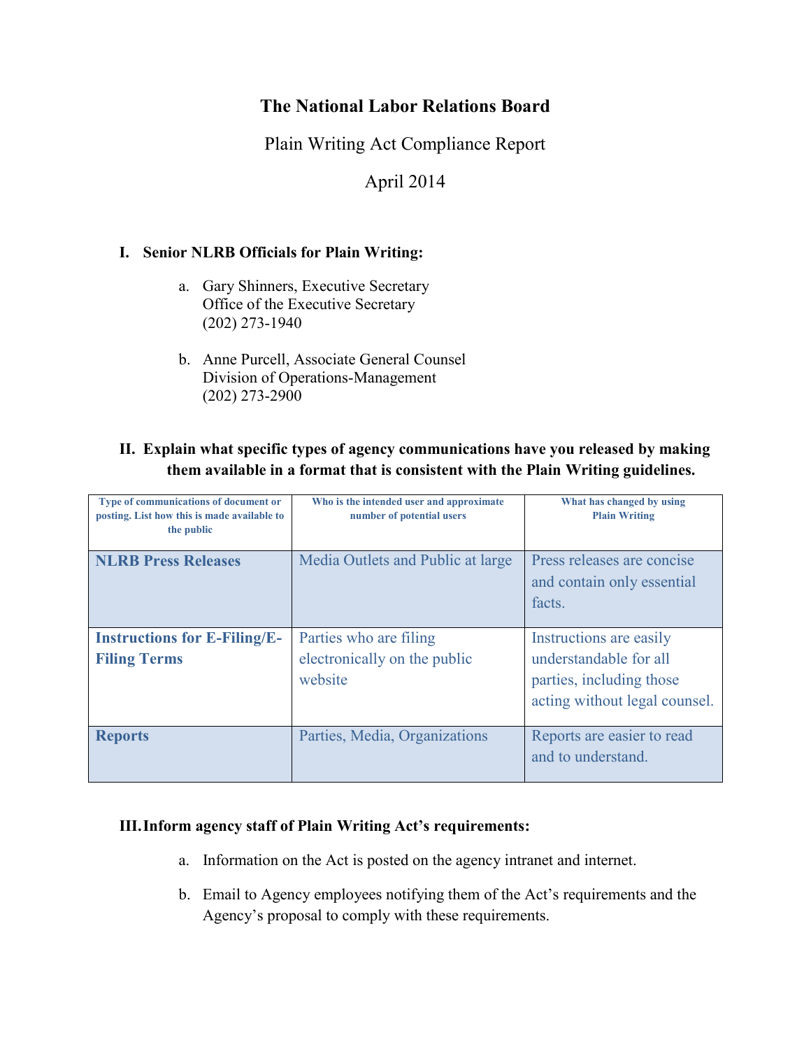# The National Labor Relations Board

Plain Writing Act Compliance Report

April 2014

## I. Senior NLRB Officials for Plain Writing:

a. Gary Shinners, Executive Secretary
Office of the Executive Secretary
(202) 273-1940

b. Anne Purcell, Associate General Counsel
Division of Operations-Management
(202) 273-2900

## II. Explain what specific types of agency communications have you released by making them available in a format that is consistent with the Plain Writing guidelines.

| Type of communications of document or posting. List how this is made available to the public | Who is the intended user and approximate number of potential users | What has changed by using Plain Writing |
|---|---|---|
| **NLRB Press Releases** | Media Outlets and Public at large | Press releases are concise and contain only essential facts. |
| **Instructions for E-Filing/E-Filing Terms** | Parties who are filing electronically on the public website | Instructions are easily understandable for all parties, including those acting without legal counsel. |
| **Reports** | Parties, Media, Organizations | Reports are easier to read and to understand. |

## III. Inform agency staff of Plain Writing Act's requirements:

a. Information on the Act is posted on the agency intranet and internet.

b. Email to Agency employees notifying them of the Act's requirements and the Agency's proposal to comply with these requirements.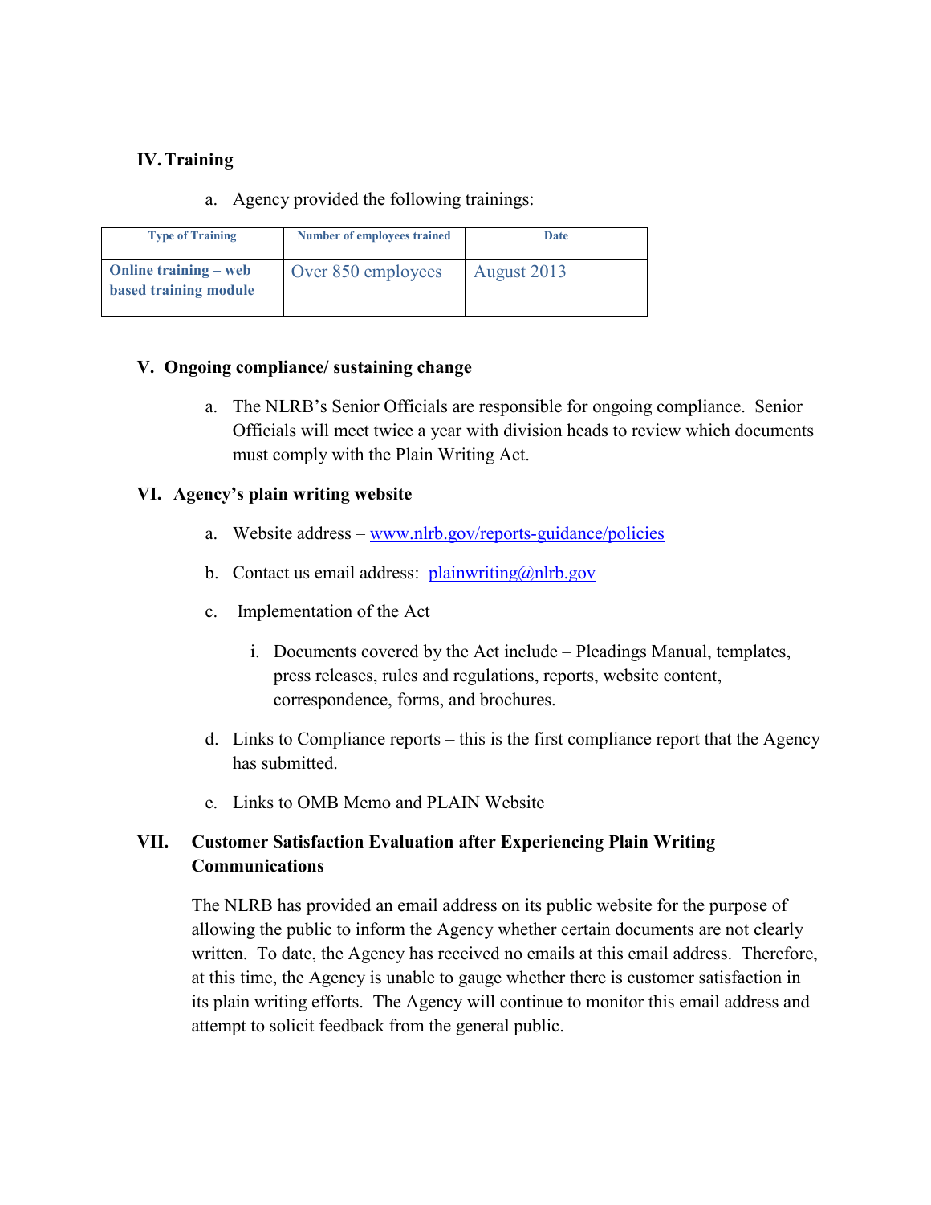## IV. Training

a. Agency provided the following trainings:

| Type of Training | Number of employees trained | Date |
|---|---|---|
| **Online training – web based training module** | Over 850 employees | August 2013 |

## V. Ongoing compliance/ sustaining change

a. The NLRB's Senior Officials are responsible for ongoing compliance. Senior Officials will meet twice a year with division heads to review which documents must comply with the Plain Writing Act.

## VI. Agency's plain writing website

a. Website address – www.nlrb.gov/reports-guidance/policies

b. Contact us email address: plainwriting@nlrb.gov

c. Implementation of the Act

   i. Documents covered by the Act include – Pleadings Manual, templates, press releases, rules and regulations, reports, website content, correspondence, forms, and brochures.

d. Links to Compliance reports – this is the first compliance report that the Agency has submitted.

e. Links to OMB Memo and PLAIN Website

## VII. Customer Satisfaction Evaluation after Experiencing Plain Writing Communications

The NLRB has provided an email address on its public website for the purpose of allowing the public to inform the Agency whether certain documents are not clearly written. To date, the Agency has received no emails at this email address. Therefore, at this time, the Agency is unable to gauge whether there is customer satisfaction in its plain writing efforts. The Agency will continue to monitor this email address and attempt to solicit feedback from the general public.